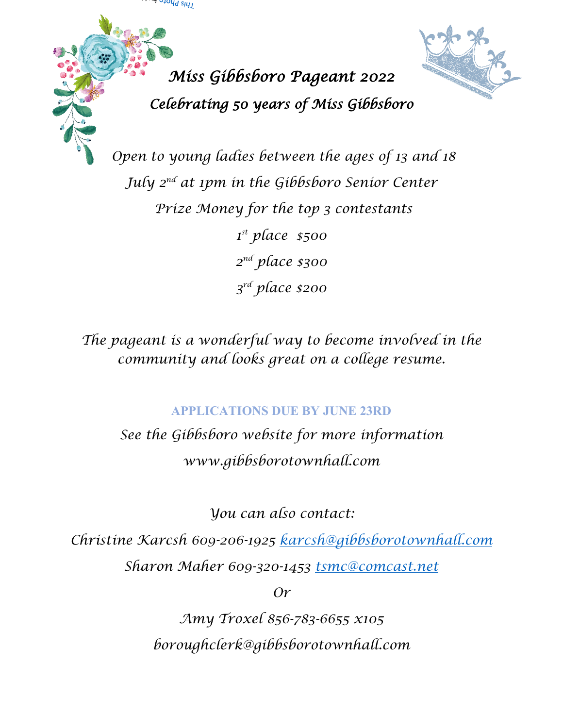# Miss Gibbsboro Pageant 2022

## Celebrating 50 years of Miss Gibbsboro

*Open to young ladies between the ages of 13 and 18*

*July 2nd at 1pm in the Gibbsboro Senior Center*

*Prize Money for the top 3 contestants*

*1st place $500*

*2nd place $300*

*3rd place $200*

*The pageant is a wonderful way to become involved in the community and looks great on a college resume.*

**APPLICATIONS DUE BY JUNE 23RD**

*See the Gibbsboro website for more information*

*www.gibbsborotownhall.com*

*You can also contact:*

*Christine Karcsh 609-206-1925 karcsh@gibbsborotownhall.com*

*Sharon Maher 609-320-1453 tsmc@comcast.net*

*Or*

*Amy Troxel 856-783-6655 x105*

*boroughclerk@gibbsborotownhall.com*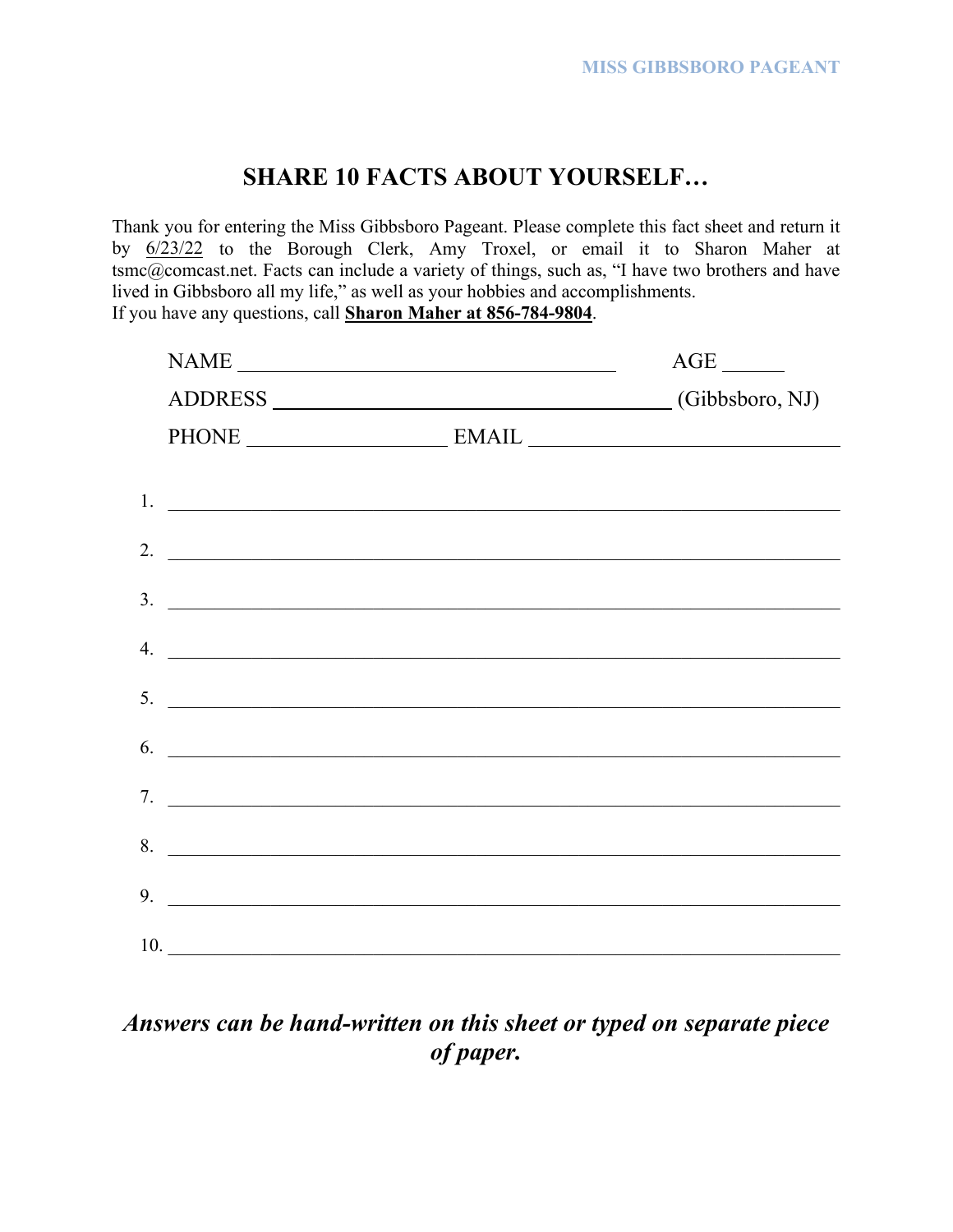## SHARE 10 FACTS ABOUT YOURSELF…

Thank you for entering the Miss Gibbsboro Pageant. Please complete this fact sheet and return it by 6/23/22 to the Borough Clerk, Amy Troxel, or email it to Sharon Maher at tsmc@comcast.net. Facts can include a variety of things, such as, "I have two brothers and have lived in Gibbsboro all my life," as well as your hobbies and accomplishments.
If you have any questions, call **Sharon Maher at 856-784-9804**.

NAME ___________________________________ AGE ______

ADDRESS ______________________________________ (Gibbsboro, NJ)

PHONE ___________________ EMAIL ______________________________

1. ________________________________________________________________
2. ________________________________________________________________
3. ________________________________________________________________
4. ________________________________________________________________
5. ________________________________________________________________
6. ________________________________________________________________
7. ________________________________________________________________
8. ________________________________________________________________
9. ________________________________________________________________
10. ________________________________________________________________

***Answers can be hand-written on this sheet or typed on separate piece of paper.***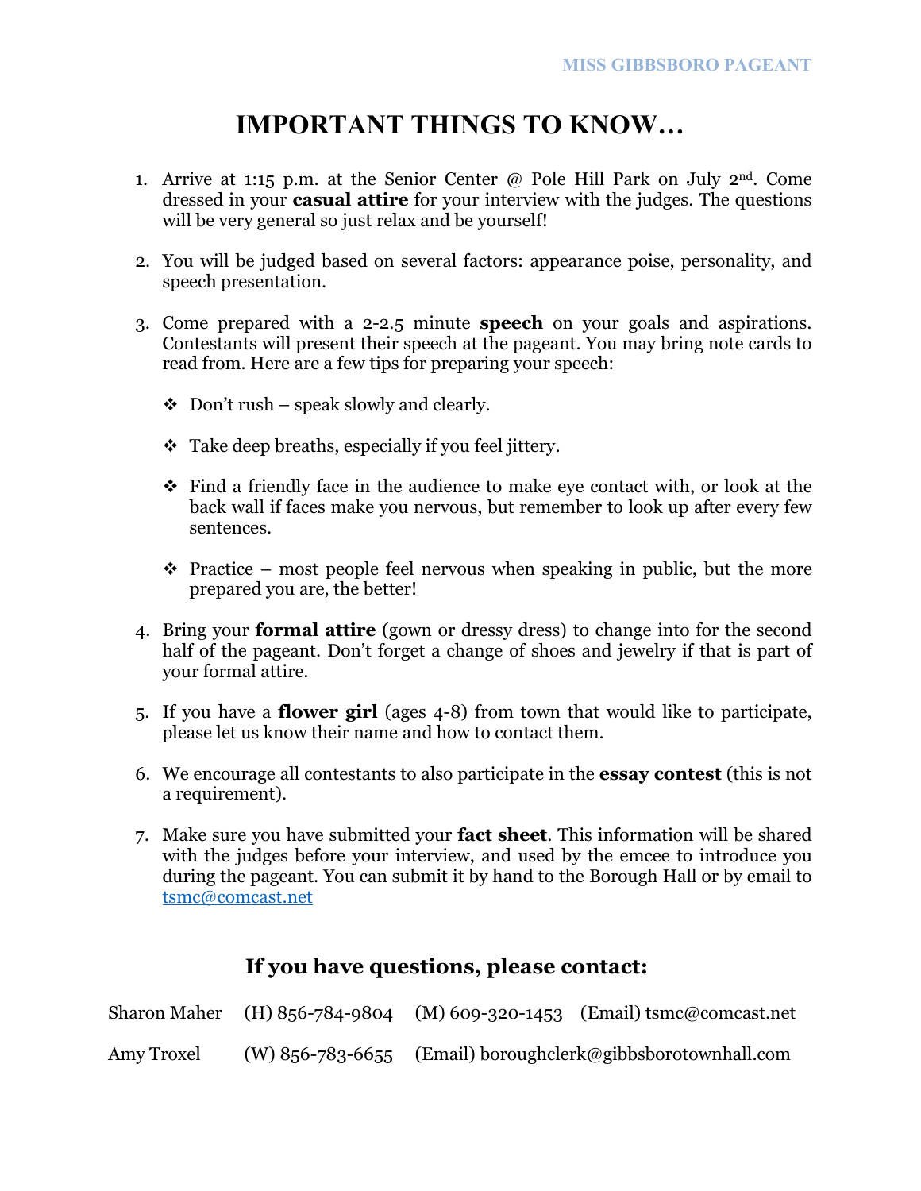# IMPORTANT THINGS TO KNOW…

1. Arrive at 1:15 p.m. at the Senior Center @ Pole Hill Park on July 2nd. Come dressed in your **casual attire** for your interview with the judges. The questions will be very general so just relax and be yourself!

2. You will be judged based on several factors: appearance poise, personality, and speech presentation.

3. Come prepared with a 2-2.5 minute **speech** on your goals and aspirations. Contestants will present their speech at the pageant. You may bring note cards to read from. Here are a few tips for preparing your speech:

   - Don't rush – speak slowly and clearly.
   - Take deep breaths, especially if you feel jittery.
   - Find a friendly face in the audience to make eye contact with, or look at the back wall if faces make you nervous, but remember to look up after every few sentences.
   - Practice – most people feel nervous when speaking in public, but the more prepared you are, the better!

4. Bring your **formal attire** (gown or dressy dress) to change into for the second half of the pageant. Don't forget a change of shoes and jewelry if that is part of your formal attire.

5. If you have a **flower girl** (ages 4-8) from town that would like to participate, please let us know their name and how to contact them.

6. We encourage all contestants to also participate in the **essay contest** (this is not a requirement).

7. Make sure you have submitted your **fact sheet**. This information will be shared with the judges before your interview, and used by the emcee to introduce you during the pageant. You can submit it by hand to the Borough Hall or by email to tsmc@comcast.net

## If you have questions, please contact:

| | | | |
|---|---|---|---|
| Sharon Maher | (H) 856-784-9804 | (M) 609-320-1453 | (Email) tsmc@comcast.net |
| Amy Troxel | (W) 856-783-6655 | (Email) boroughclerk@gibbsborotownhall.com | |